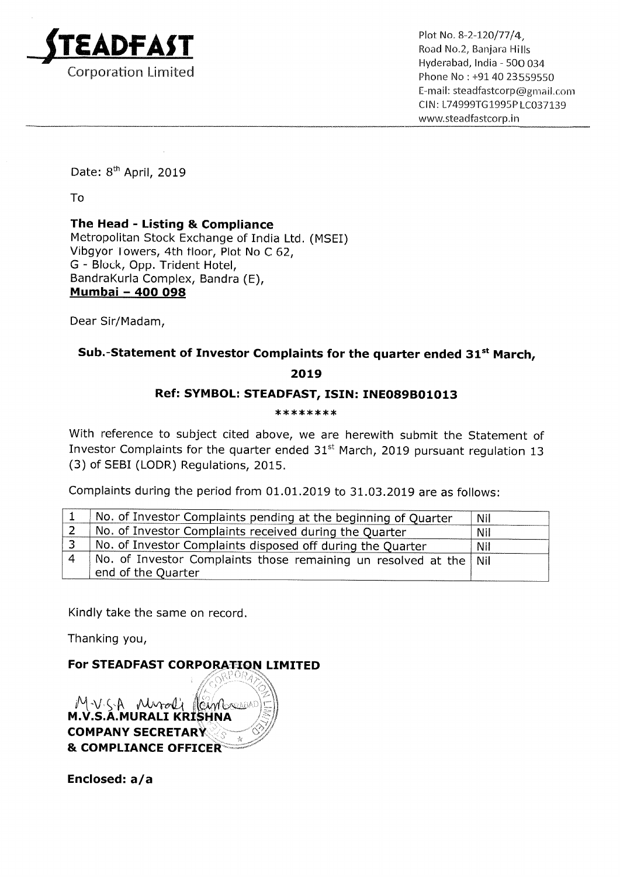**STEADFAST**
Corporation Limited

Plot No. 8-2-120/77/4,
Road No.2, Banjara Hills
Hyderabad, India - 500 034
Phone No : +91 40 23559550
E-mail: steadfastcorp@gmail.com
CIN: L74999TG1995PLC037139
www.steadfastcorp.in

Date: 8th April, 2019

To

**The Head - Listing & Compliance**
Metropolitan Stock Exchange of India Ltd. (MSEI)
Vibgyor Towers, 4th floor, Plot No C 62,
G - Block, Opp. Trident Hotel,
BandraKurla Complex, Bandra (E),
**Mumbai – 400 098**

Dear Sir/Madam,

**Sub.-Statement of Investor Complaints for the quarter ended 31st March, 2019**

**Ref: SYMBOL: STEADFAST, ISIN: INE089B01013**

********

With reference to subject cited above, we are herewith submit the Statement of Investor Complaints for the quarter ended 31st March, 2019 pursuant regulation 13 (3) of SEBI (LODR) Regulations, 2015.

Complaints during the period from 01.01.2019 to 31.03.2019 are as follows:

| | | |
|---|---|---|
| 1 | No. of Investor Complaints pending at the beginning of Quarter | Nil |
| 2 | No. of Investor Complaints received during the Quarter | Nil |
| 3 | No. of Investor Complaints disposed off during the Quarter | Nil |
| 4 | No. of Investor Complaints those remaining un resolved at the end of the Quarter | Nil |

Kindly take the same on record.

Thanking you,

**For STEADFAST CORPORATION LIMITED**

**M.V.S.A.MURALI KRISHNA**
**COMPANY SECRETARY**
**& COMPLIANCE OFFICER**

**Enclosed: a/a**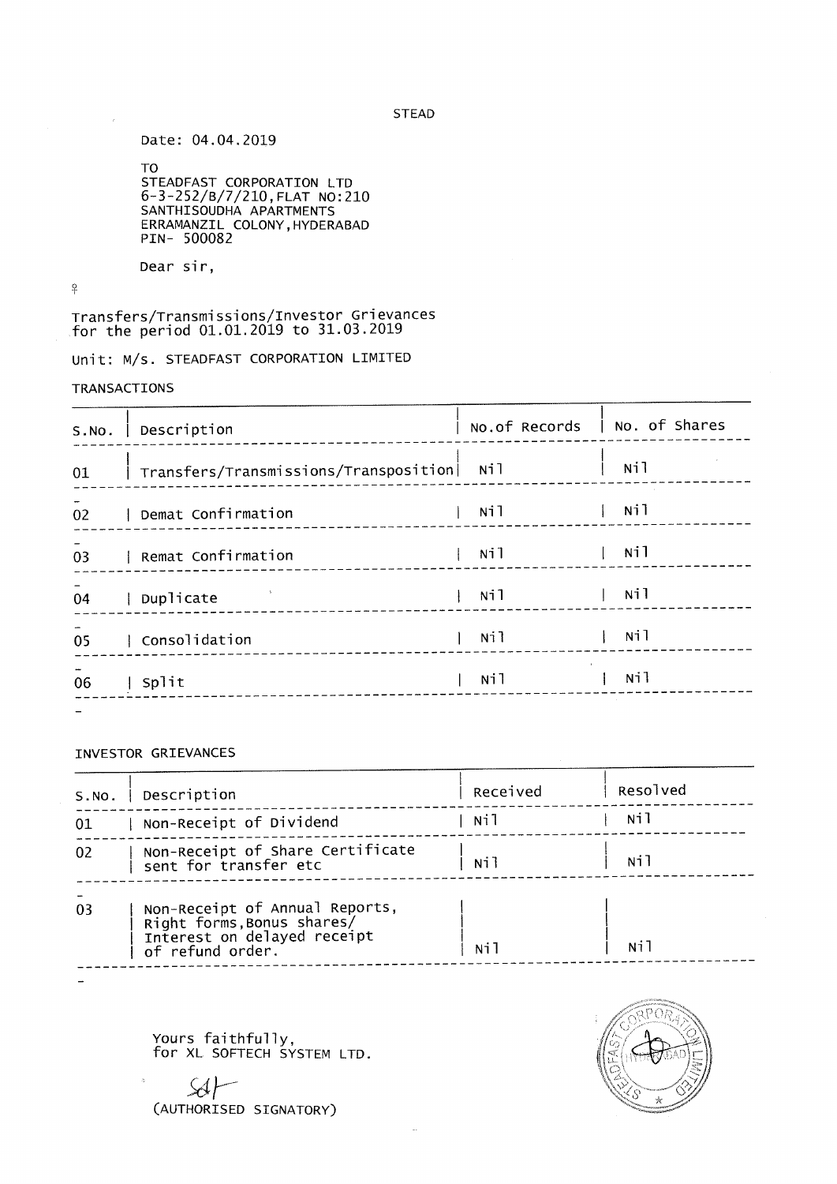STEAD

Date: 04.04.2019

TO
STEADFAST CORPORATION LTD
6-3-252/B/7/210, FLAT NO:210
SANTHISOUDHA APARTMENTS
ERRAMANZIL COLONY, HYDERABAD
PIN- 500082

Dear sir,

Transfers/Transmissions/Investor Grievances for the period 01.01.2019 to 31.03.2019

Unit: M/s. STEADFAST CORPORATION LIMITED

TRANSACTIONS

| S.No. | Description | No.of Records | No. of Shares |
|---|---|---|---|
| 01 | Transfers/Transmissions/Transposition | Nil | Nil |
| 02 | Demat Confirmation | Nil | Nil |
| 03 | Remat Confirmation | Nil | Nil |
| 04 | Duplicate | Nil | Nil |
| 05 | Consolidation | Nil | Nil |
| 06 | Split | Nil | Nil |

INVESTOR GRIEVANCES

| S.No. | Description | Received | Resolved |
|---|---|---|---|
| 01 | Non-Receipt of Dividend | Nil | Nil |
| 02 | Non-Receipt of Share Certificate sent for transfer etc | Nil | Nil |
| 03 | Non-Receipt of Annual Reports, Right forms, Bonus shares/ Interest on delayed receipt of refund order. | Nil | Nil |

Yours faithfully,
for XL SOFTECH SYSTEM LTD.

(AUTHORISED SIGNATORY)